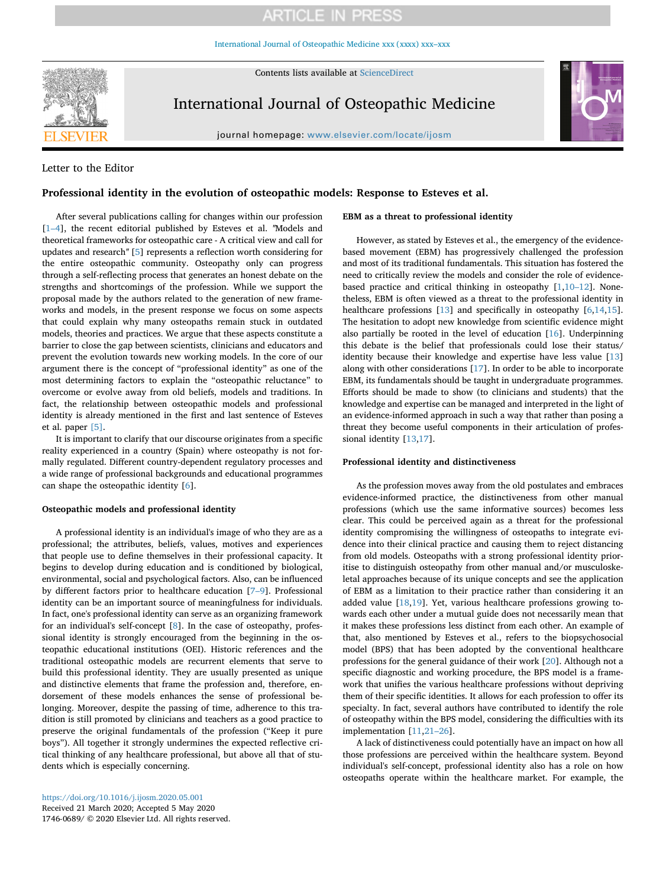Letter to the Editor

# Professional identity in the evolution of osteopathic models: Response to Esteves et al.

After several publications calling for changes within our profession [1–4], the recent editorial published by Esteves et al. "Models and theoretical frameworks for osteopathic care - A critical view and call for updates and research" [5] represents a reflection worth considering for the entire osteopathic community. Osteopathy only can progress through a self-reflecting process that generates an honest debate on the strengths and shortcomings of the profession. While we support the proposal made by the authors related to the generation of new frameworks and models, in the present response we focus on some aspects that could explain why many osteopaths remain stuck in outdated models, theories and practices. We argue that these aspects constitute a barrier to close the gap between scientists, clinicians and educators and prevent the evolution towards new working models. In the core of our argument there is the concept of "professional identity" as one of the most determining factors to explain the "osteopathic reluctance" to overcome or evolve away from old beliefs, models and traditions. In fact, the relationship between osteopathic models and professional identity is already mentioned in the first and last sentence of Esteves et al. paper [5].

It is important to clarify that our discourse originates from a specific reality experienced in a country (Spain) where osteopathy is not formally regulated. Different country-dependent regulatory processes and a wide range of professional backgrounds and educational programmes can shape the osteopathic identity [6].

## Osteopathic models and professional identity

A professional identity is an individual's image of who they are as a professional; the attributes, beliefs, values, motives and experiences that people use to define themselves in their professional capacity. It begins to develop during education and is conditioned by biological, environmental, social and psychological factors. Also, can be influenced by different factors prior to healthcare education [7–9]. Professional identity can be an important source of meaningfulness for individuals. In fact, one's professional identity can serve as an organizing framework for an individual's self-concept [8]. In the case of osteopathy, professional identity is strongly encouraged from the beginning in the osteopathic educational institutions (OEI). Historic references and the traditional osteopathic models are recurrent elements that serve to build this professional identity. They are usually presented as unique and distinctive elements that frame the profession and, therefore, endorsement of these models enhances the sense of professional belonging. Moreover, despite the passing of time, adherence to this tradition is still promoted by clinicians and teachers as a good practice to preserve the original fundamentals of the profession ("Keep it pure boys"). All together it strongly undermines the expected reflective critical thinking of any healthcare professional, but above all that of students which is especially concerning.

## EBM as a threat to professional identity

However, as stated by Esteves et al., the emergency of the evidence-based movement (EBM) has progressively challenged the profession and most of its traditional fundamentals. This situation has fostered the need to critically review the models and consider the role of evidence-based practice and critical thinking in osteopathy [1,10–12]. Nonetheless, EBM is often viewed as a threat to the professional identity in healthcare professions [13] and specifically in osteopathy [6,14,15]. The hesitation to adopt new knowledge from scientific evidence might also partially be rooted in the level of education [16]. Underpinning this debate is the belief that professionals could lose their status/identity because their knowledge and expertise have less value [13] along with other considerations [17]. In order to be able to incorporate EBM, its fundamentals should be taught in undergraduate programmes. Efforts should be made to show (to clinicians and students) that the knowledge and expertise can be managed and interpreted in the light of an evidence-informed approach in such a way that rather than posing a threat they become useful components in their articulation of professional identity [13,17].

## Professional identity and distinctiveness

As the profession moves away from the old postulates and embraces evidence-informed practice, the distinctiveness from other manual professions (which use the same informative sources) becomes less clear. This could be perceived again as a threat for the professional identity compromising the willingness of osteopaths to integrate evidence into their clinical practice and causing them to reject distancing from old models. Osteopaths with a strong professional identity prioritise to distinguish osteopathy from other manual and/or musculoskeletal approaches because of its unique concepts and see the application of EBM as a limitation to their practice rather than considering it an added value [18,19]. Yet, various healthcare professions growing towards each other under a mutual guide does not necessarily mean that it makes these professions less distinct from each other. An example of that, also mentioned by Esteves et al., refers to the biopsychosocial model (BPS) that has been adopted by the conventional healthcare professions for the general guidance of their work [20]. Although not a specific diagnostic and working procedure, the BPS model is a framework that unifies the various healthcare professions without depriving them of their specific identities. It allows for each profession to offer its specialty. In fact, several authors have contributed to identify the role of osteopathy within the BPS model, considering the difficulties with its implementation [11,21–26].

A lack of distinctiveness could potentially have an impact on how all those professions are perceived within the healthcare system. Beyond individual's self-concept, professional identity also has a role on how osteopaths operate within the healthcare market. For example, the

https://doi.org/10.1016/j.ijosm.2020.05.001
Received 21 March 2020; Accepted 5 May 2020
1746-0689/ © 2020 Elsevier Ltd. All rights reserved.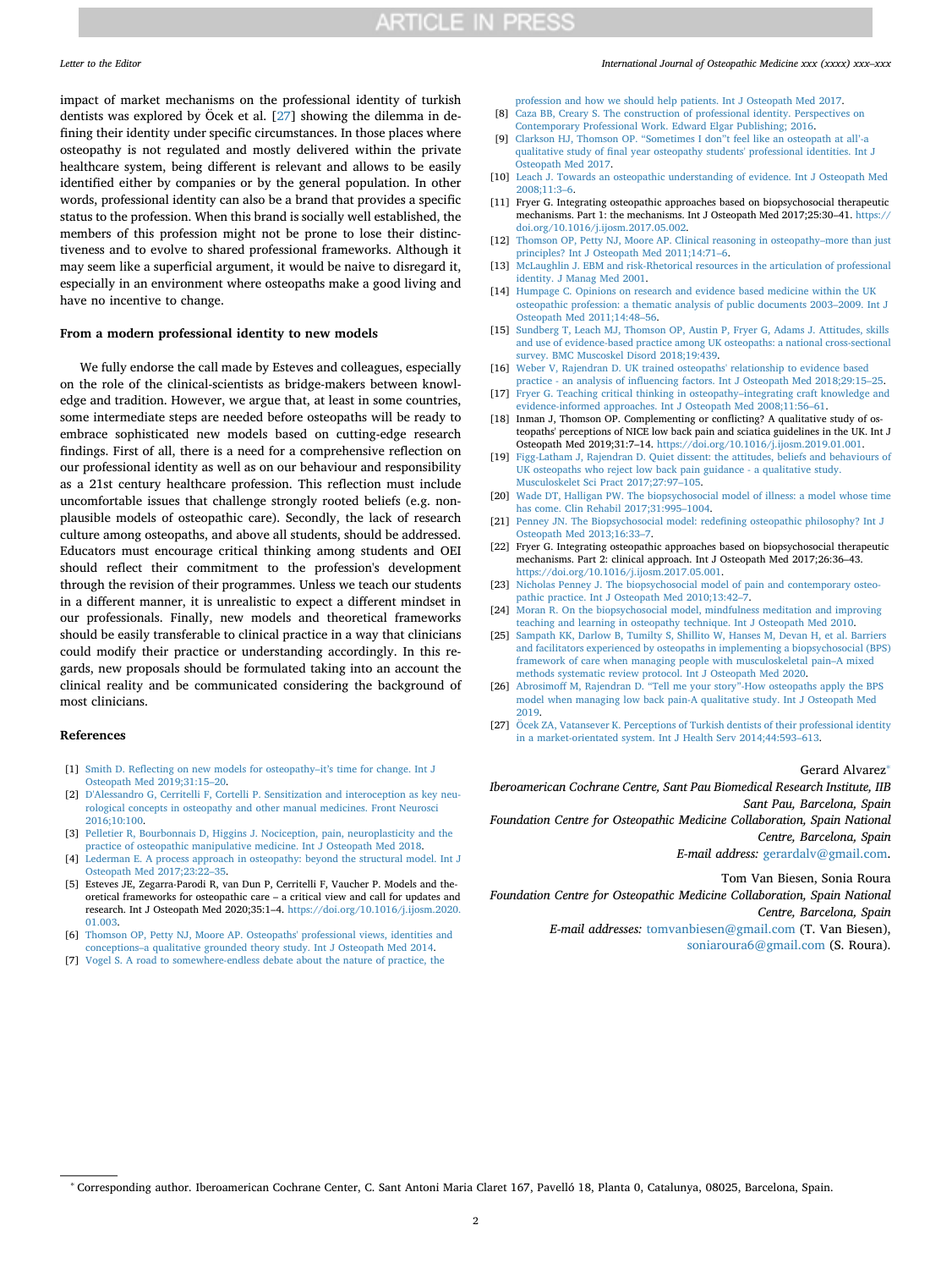impact of market mechanisms on the professional identity of turkish dentists was explored by Öcek et al. [27] showing the dilemma in defining their identity under specific circumstances. In those places where osteopathy is not regulated and mostly delivered within the private healthcare system, being different is relevant and allows to be easily identified either by companies or by the general population. In other words, professional identity can also be a brand that provides a specific status to the profession. When this brand is socially well established, the members of this profession might not be prone to lose their distinctiveness and to evolve to shared professional frameworks. Although it may seem like a superficial argument, it would be naive to disregard it, especially in an environment where osteopaths make a good living and have no incentive to change.

**From a modern professional identity to new models**

We fully endorse the call made by Esteves and colleagues, especially on the role of the clinical-scientists as bridge-makers between knowledge and tradition. However, we argue that, at least in some countries, some intermediate steps are needed before osteopaths will be ready to embrace sophisticated new models based on cutting-edge research findings. First of all, there is a need for a comprehensive reflection on our professional identity as well as on our behaviour and responsibility as a 21st century healthcare profession. This reflection must include uncomfortable issues that challenge strongly rooted beliefs (e.g. non-plausible models of osteopathic care). Secondly, the lack of research culture among osteopaths, and above all students, should be addressed. Educators must encourage critical thinking among students and OEI should reflect their commitment to the profession's development through the revision of their programmes. Unless we teach our students in a different manner, it is unrealistic to expect a different mindset in our professionals. Finally, new models and theoretical frameworks should be easily transferable to clinical practice in a way that clinicians could modify their practice or understanding accordingly. In this regards, new proposals should be formulated taking into an account the clinical reality and be communicated considering the background of most clinicians.

**References**

[1] Smith D. Reflecting on new models for osteopathy–it's time for change. Int J Osteopath Med 2019;31:15–20.
[2] D'Alessandro G, Cerritelli F, Cortelli P. Sensitization and interoception as key neurological concepts in osteopathy and other manual medicines. Front Neurosci 2016;10:100.
[3] Pelletier R, Bourbonnais D, Higgins J. Nociception, pain, neuroplasticity and the practice of osteopathic manipulative medicine. Int J Osteopath Med 2018.
[4] Lederman E. A process approach in osteopathy: beyond the structural model. Int J Osteopath Med 2017;23:22–35.
[5] Esteves JE, Zegarra-Parodi R, van Dun P, Cerritelli F, Vaucher P. Models and theoretical frameworks for osteopathic care – a critical view and call for updates and research. Int J Osteopath Med 2020;35:1–4. https://doi.org/10.1016/j.ijosm.2020.01.003.
[6] Thomson OP, Petty NJ, Moore AP. Osteopaths' professional views, identities and conceptions–a qualitative grounded theory study. Int J Osteopath Med 2014.
[7] Vogel S. A road to somewhere-endless debate about the nature of practice, the profession and how we should help patients. Int J Osteopath Med 2017.
[8] Caza BB, Creary S. The construction of professional identity. Perspectives on Contemporary Professional Work. Edward Elgar Publishing; 2016.
[9] Clarkson HJ, Thomson OP. "Sometimes I don"t feel like an osteopath at all'-a qualitative study of final year osteopathy students' professional identities. Int J Osteopath Med 2017.
[10] Leach J. Towards an osteopathic understanding of evidence. Int J Osteopath Med 2008;11:3–6.
[11] Fryer G. Integrating osteopathic approaches based on biopsychosocial therapeutic mechanisms. Part 1: the mechanisms. Int J Osteopath Med 2017;25:30–41. https://doi.org/10.1016/j.ijosm.2017.05.002.
[12] Thomson OP, Petty NJ, Moore AP. Clinical reasoning in osteopathy–more than just principles? Int J Osteopath Med 2011;14:71–6.
[13] McLaughlin J. EBM and risk-Rhetorical resources in the articulation of professional identity. J Manag Med 2001.
[14] Humpage C. Opinions on research and evidence based medicine within the UK osteopathic profession: a thematic analysis of public documents 2003–2009. Int J Osteopath Med 2011;14:48–56.
[15] Sundberg T, Leach MJ, Thomson OP, Austin P, Fryer G, Adams J. Attitudes, skills and use of evidence-based practice among UK osteopaths: a national cross-sectional survey. BMC Muscoskel Disord 2018;19:439.
[16] Weber V, Rajendran D. UK trained osteopaths' relationship to evidence based practice - an analysis of influencing factors. Int J Osteopath Med 2018;29:15–25.
[17] Fryer G. Teaching critical thinking in osteopathy–integrating craft knowledge and evidence-informed approaches. Int J Osteopath Med 2008;11:56–61.
[18] Inman J, Thomson OP. Complementing or conflicting? A qualitative study of osteopaths' perceptions of NICE low back pain and sciatica guidelines in the UK. Int J Osteopath Med 2019;31:7–14. https://doi.org/10.1016/j.ijosm.2019.01.001.
[19] Figg-Latham J, Rajendran D. Quiet dissent: the attitudes, beliefs and behaviours of UK osteopaths who reject low back pain guidance - a qualitative study. Musculoskelet Sci Pract 2017;27:97–105.
[20] Wade DT, Halligan PW. The biopsychosocial model of illness: a model whose time has come. Clin Rehabil 2017;31:995–1004.
[21] Penney JN. The Biopsychosocial model: redefining osteopathic philosophy? Int J Osteopath Med 2013;16:33–7.
[22] Fryer G. Integrating osteopathic approaches based on biopsychosocial therapeutic mechanisms. Part 2: clinical approach. Int J Osteopath Med 2017;26:36–43. https://doi.org/10.1016/j.ijosm.2017.05.001.
[23] Nicholas Penney J. The biopsychosocial model of pain and contemporary osteopathic practice. Int J Osteopath Med 2010;13:42–7.
[24] Moran R. On the biopsychosocial model, mindfulness meditation and improving teaching and learning in osteopathy technique. Int J Osteopath Med 2010.
[25] Sampath KK, Darlow B, Tumilty S, Shillito W, Hanses M, Devan H, et al. Barriers and facilitators experienced by osteopaths in implementing a biopsychosocial (BPS) framework of care when managing people with musculoskeletal pain–A mixed methods systematic review protocol. Int J Osteopath Med 2020.
[26] Abrosimoff M, Rajendran D. "Tell me your story"-How osteopaths apply the BPS model when managing low back pain-A qualitative study. Int J Osteopath Med 2019.
[27] Öcek ZA, Vatansever K. Perceptions of Turkish dentists of their professional identity in a market-orientated system. Int J Health Serv 2014;44:593–613.

Gerard Alvarez*
*Iberoamerican Cochrane Centre, Sant Pau Biomedical Research Institute, IIB Sant Pau, Barcelona, Spain*
*Foundation Centre for Osteopathic Medicine Collaboration, Spain National Centre, Barcelona, Spain*
*E-mail address:* gerardalv@gmail.com.

Tom Van Biesen, Sonia Roura
*Foundation Centre for Osteopathic Medicine Collaboration, Spain National Centre, Barcelona, Spain*
*E-mail addresses:* tomvanbiesen@gmail.com (T. Van Biesen), soniaroura6@gmail.com (S. Roura).

* Corresponding author. Iberoamerican Cochrane Center, C. Sant Antoni Maria Claret 167, Pavelló 18, Planta 0, Catalunya, 08025, Barcelona, Spain.